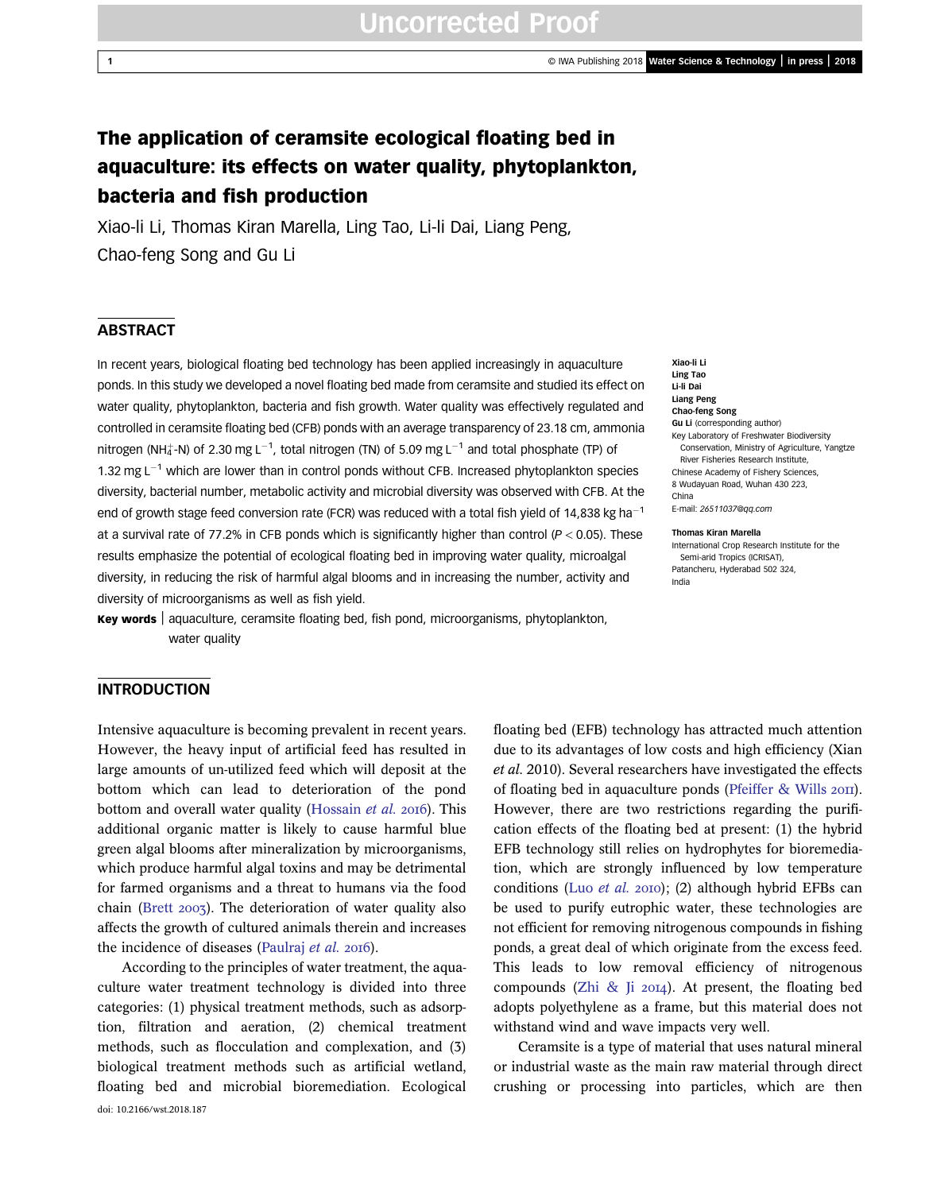# The application of ceramsite ecological floating bed in aquaculture: its effects on water quality, phytoplankton, bacteria and fish production

Xiao-li Li, Thomas Kiran Marella, Ling Tao, Li-li Dai, Liang Peng, Chao-feng Song and Gu Li

## ABSTRACT

In recent years, biological floating bed technology has been applied increasingly in aquaculture ponds. In this study we developed a novel floating bed made from ceramsite and studied its effect on water quality, phytoplankton, bacteria and fish growth. Water quality was effectively regulated and controlled in ceramsite floating bed (CFB) ponds with an average transparency of 23.18 cm, ammonia nitrogen ($NH_4^+$-N) of 2.30 mg $L^{-1}$, total nitrogen (TN) of 5.09 mg $L^{-1}$ and total phosphate (TP) of 1.32 mg $L^{-1}$ which are lower than in control ponds without CFB. Increased phytoplankton species diversity, bacterial number, metabolic activity and microbial diversity was observed with CFB. At the end of growth stage feed conversion rate (FCR) was reduced with a total fish yield of 14,838 kg $ha^{-1}$ at a survival rate of 77.2% in CFB ponds which is significantly higher than control ($P < 0.05$). These results emphasize the potential of ecological floating bed in improving water quality, microalgal diversity, in reducing the risk of harmful algal blooms and in increasing the number, activity and diversity of microorganisms as well as fish yield.

**Key words** | aquaculture, ceramsite floating bed, fish pond, microorganisms, phytoplankton, water quality

**Xiao-li Li**
**Ling Tao**
**Li-li Dai**
**Liang Peng**
**Chao-feng Song**
**Gu Li** (corresponding author)
Key Laboratory of Freshwater Biodiversity Conservation, Ministry of Agriculture, Yangtze River Fisheries Research Institute,
Chinese Academy of Fishery Sciences,
8 Wudayuan Road, Wuhan 430 223,
China
E-mail: *26511037@qq.com*

**Thomas Kiran Marella**
International Crop Research Institute for the Semi-arid Tropics (ICRISAT),
Patancheru, Hyderabad 502 324,
India

## INTRODUCTION

Intensive aquaculture is becoming prevalent in recent years. However, the heavy input of artificial feed has resulted in large amounts of un-utilized feed which will deposit at the bottom which can lead to deterioration of the pond bottom and overall water quality (Hossain *et al.* 2016). This additional organic matter is likely to cause harmful blue green algal blooms after mineralization by microorganisms, which produce harmful algal toxins and may be detrimental for farmed organisms and a threat to humans via the food chain (Brett 2003). The deterioration of water quality also affects the growth of cultured animals therein and increases the incidence of diseases (Paulraj *et al.* 2016).

According to the principles of water treatment, the aquaculture water treatment technology is divided into three categories: (1) physical treatment methods, such as adsorption, filtration and aeration, (2) chemical treatment methods, such as flocculation and complexation, and (3) biological treatment methods such as artificial wetland, floating bed and microbial bioremediation. Ecological floating bed (EFB) technology has attracted much attention due to its advantages of low costs and high efficiency (Xian *et al.* 2010). Several researchers have investigated the effects of floating bed in aquaculture ponds (Pfeiffer & Wills 2011). However, there are two restrictions regarding the purification effects of the floating bed at present: (1) the hybrid EFB technology still relies on hydrophytes for bioremediation, which are strongly influenced by low temperature conditions (Luo *et al.* 2010); (2) although hybrid EFBs can be used to purify eutrophic water, these technologies are not efficient for removing nitrogenous compounds in fishing ponds, a great deal of which originate from the excess feed. This leads to low removal efficiency of nitrogenous compounds (Zhi & Ji 2014). At present, the floating bed adopts polyethylene as a frame, but this material does not withstand wind and wave impacts very well.

Ceramsite is a type of material that uses natural mineral or industrial waste as the main raw material through direct crushing or processing into particles, which are then

doi: 10.2166/wst.2018.187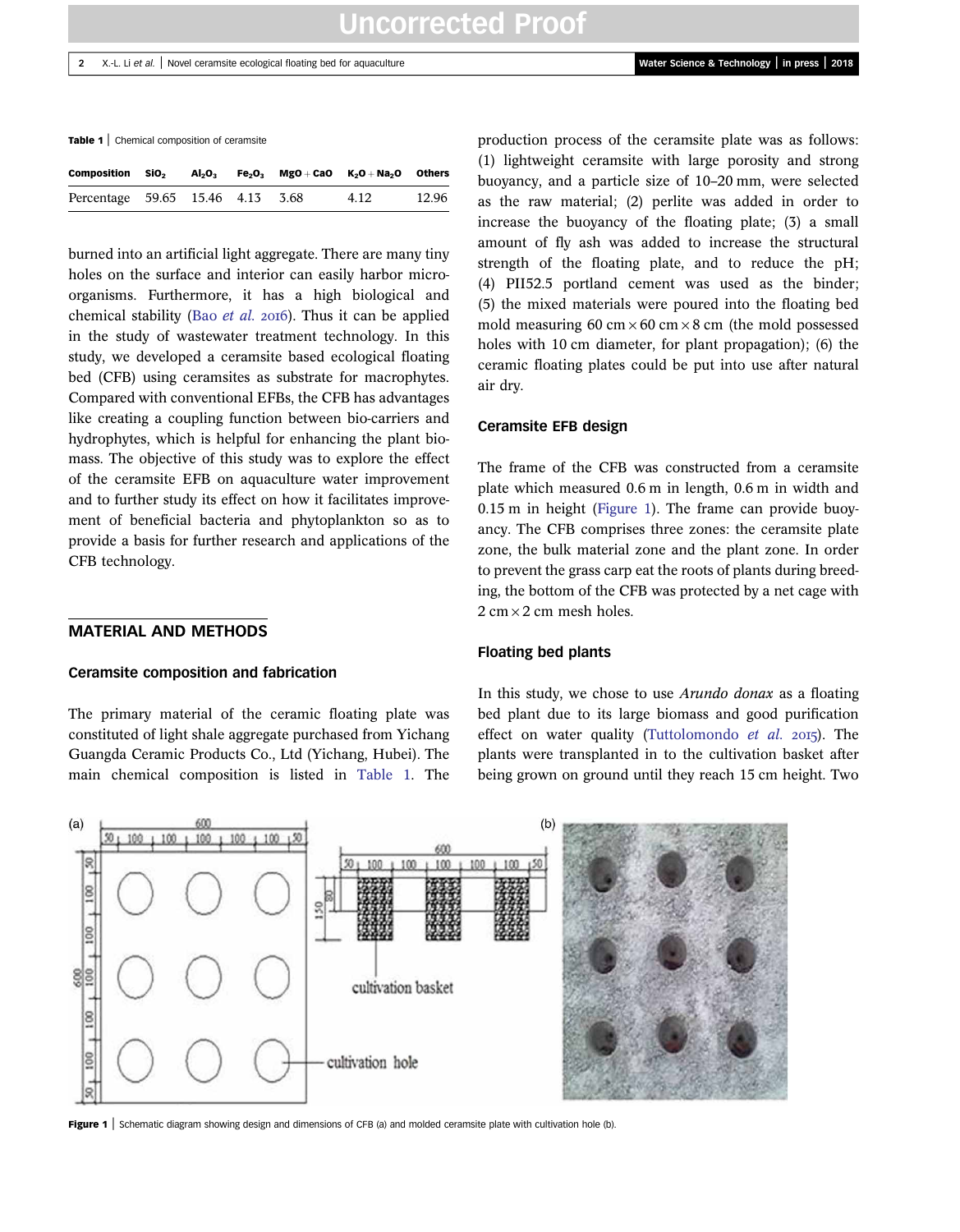**Table 1** | Chemical composition of ceramsite

| Composition | $SiO_2$ | $Al_2O_3$ | $Fe_2O_3$ | MgO + CaO | $K_2O + Na_2O$ | Others |
|---|---|---|---|---|---|---|
| Percentage | 59.65 | 15.46 | 4.13 | 3.68 | 4.12 | 12.96 |

burned into an artificial light aggregate. There are many tiny holes on the surface and interior can easily harbor microorganisms. Furthermore, it has a high biological and chemical stability (Bao *et al.* 2016). Thus it can be applied in the study of wastewater treatment technology. In this study, we developed a ceramsite based ecological floating bed (CFB) using ceramsites as substrate for macrophytes. Compared with conventional EFBs, the CFB has advantages like creating a coupling function between bio-carriers and hydrophytes, which is helpful for enhancing the plant biomass. The objective of this study was to explore the effect of the ceramsite EFB on aquaculture water improvement and to further study its effect on how it facilitates improvement of beneficial bacteria and phytoplankton so as to provide a basis for further research and applications of the CFB technology.

## MATERIAL AND METHODS

### Ceramsite composition and fabrication

The primary material of the ceramic floating plate was constituted of light shale aggregate purchased from Yichang Guangda Ceramic Products Co., Ltd (Yichang, Hubei). The main chemical composition is listed in Table 1. The production process of the ceramsite plate was as follows: (1) lightweight ceramsite with large porosity and strong buoyancy, and a particle size of 10–20 mm, were selected as the raw material; (2) perlite was added in order to increase the buoyancy of the floating plate; (3) a small amount of fly ash was added to increase the structural strength of the floating plate, and to reduce the pH; (4) PII52.5 portland cement was used as the binder; (5) the mixed materials were poured into the floating bed mold measuring 60 cm × 60 cm × 8 cm (the mold possessed holes with 10 cm diameter, for plant propagation); (6) the ceramic floating plates could be put into use after natural air dry.

### Ceramsite EFB design

The frame of the CFB was constructed from a ceramsite plate which measured 0.6 m in length, 0.6 m in width and 0.15 m in height (Figure 1). The frame can provide buoyancy. The CFB comprises three zones: the ceramsite plate zone, the bulk material zone and the plant zone. In order to prevent the grass carp eat the roots of plants during breeding, the bottom of the CFB was protected by a net cage with 2 cm × 2 cm mesh holes.

### Floating bed plants

In this study, we chose to use *Arundo donax* as a floating bed plant due to its large biomass and good purification effect on water quality (Tuttolomondo *et al.* 2015). The plants were transplanted in to the cultivation basket after being grown on ground until they reach 15 cm height. Two

**Figure 1** | Schematic diagram showing design and dimensions of CFB (a) and molded ceramsite plate with cultivation hole (b).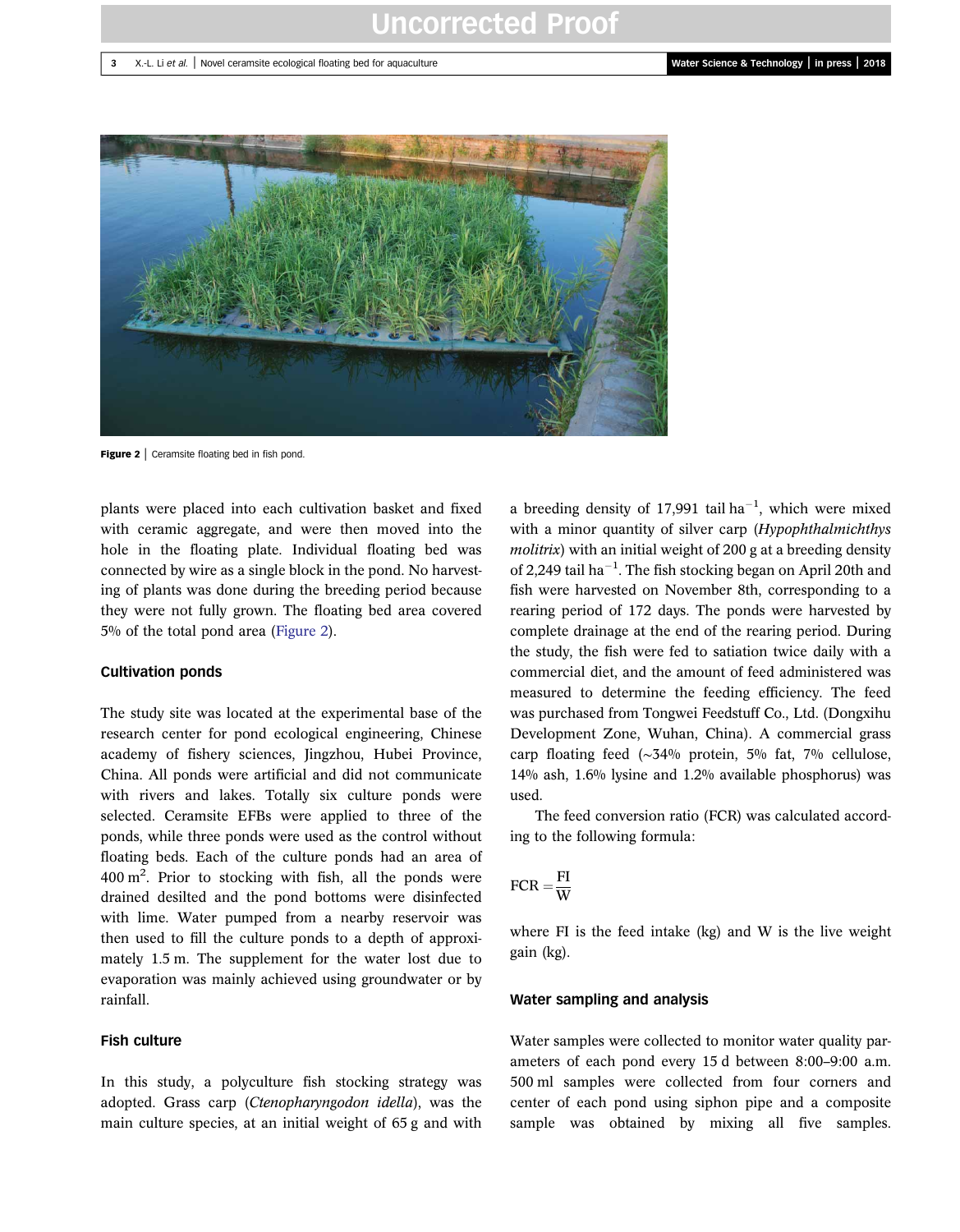Figure 2 | Ceramsite floating bed in fish pond.

plants were placed into each cultivation basket and fixed with ceramic aggregate, and were then moved into the hole in the floating plate. Individual floating bed was connected by wire as a single block in the pond. No harvesting of plants was done during the breeding period because they were not fully grown. The floating bed area covered 5% of the total pond area (Figure 2).

### Cultivation ponds

The study site was located at the experimental base of the research center for pond ecological engineering, Chinese academy of fishery sciences, Jingzhou, Hubei Province, China. All ponds were artificial and did not communicate with rivers and lakes. Totally six culture ponds were selected. Ceramsite EFBs were applied to three of the ponds, while three ponds were used as the control without floating beds. Each of the culture ponds had an area of 400 $m^2$. Prior to stocking with fish, all the ponds were drained desilted and the pond bottoms were disinfected with lime. Water pumped from a nearby reservoir was then used to fill the culture ponds to a depth of approximately 1.5 m. The supplement for the water lost due to evaporation was mainly achieved using groundwater or by rainfall.

### Fish culture

In this study, a polyculture fish stocking strategy was adopted. Grass carp (*Ctenopharyngodon idella*), was the main culture species, at an initial weight of 65 g and with a breeding density of 17,991 tail $ha^{-1}$, which were mixed with a minor quantity of silver carp (*Hypophthalmichthys molitrix*) with an initial weight of 200 g at a breeding density of 2,249 tail $ha^{-1}$. The fish stocking began on April 20th and fish were harvested on November 8th, corresponding to a rearing period of 172 days. The ponds were harvested by complete drainage at the end of the rearing period. During the study, the fish were fed to satiation twice daily with a commercial diet, and the amount of feed administered was measured to determine the feeding efficiency. The feed was purchased from Tongwei Feedstuff Co., Ltd. (Dongxihu Development Zone, Wuhan, China). A commercial grass carp floating feed (~34% protein, 5% fat, 7% cellulose, 14% ash, 1.6% lysine and 1.2% available phosphorus) was used.

The feed conversion ratio (FCR) was calculated according to the following formula:

$$\mathrm{FCR} = \frac{\mathrm{FI}}{\mathrm{W}}$$

where FI is the feed intake (kg) and W is the live weight gain (kg).

### Water sampling and analysis

Water samples were collected to monitor water quality parameters of each pond every 15 d between 8:00–9:00 a.m. 500 ml samples were collected from four corners and center of each pond using siphon pipe and a composite sample was obtained by mixing all five samples.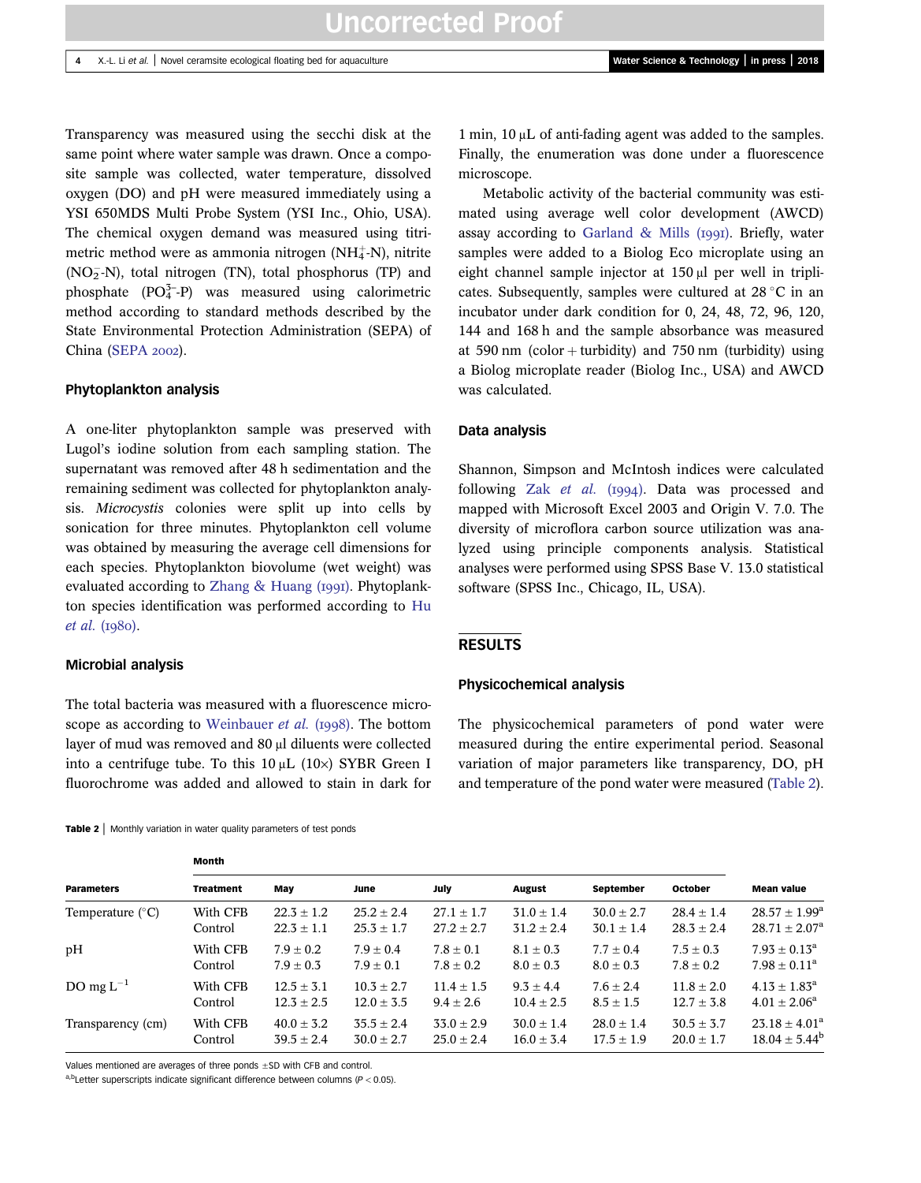Transparency was measured using the secchi disk at the same point where water sample was drawn. Once a composite sample was collected, water temperature, dissolved oxygen (DO) and pH were measured immediately using a YSI 650MDS Multi Probe System (YSI Inc., Ohio, USA). The chemical oxygen demand was measured using titrimetric method were as ammonia nitrogen ($NH_4^+$-N), nitrite ($NO_2^-$-N), total nitrogen (TN), total phosphorus (TP) and phosphate ($PO_4^{3-}$-P) was measured using calorimetric method according to standard methods described by the State Environmental Protection Administration (SEPA) of China (SEPA 2002).

### Phytoplankton analysis

A one-liter phytoplankton sample was preserved with Lugol's iodine solution from each sampling station. The supernatant was removed after 48 h sedimentation and the remaining sediment was collected for phytoplankton analysis. *Microcystis* colonies were split up into cells by sonication for three minutes. Phytoplankton cell volume was obtained by measuring the average cell dimensions for each species. Phytoplankton biovolume (wet weight) was evaluated according to Zhang & Huang (1991). Phytoplankton species identification was performed according to Hu *et al.* (1980).

### Microbial analysis

The total bacteria was measured with a fluorescence microscope as according to Weinbauer *et al.* (1998). The bottom layer of mud was removed and 80 μl diluents were collected into a centrifuge tube. To this 10 μL (10×) SYBR Green I fluorochrome was added and allowed to stain in dark for 1 min, 10 μL of anti-fading agent was added to the samples. Finally, the enumeration was done under a fluorescence microscope.

Metabolic activity of the bacterial community was estimated using average well color development (AWCD) assay according to Garland & Mills (1991). Briefly, water samples were added to a Biolog Eco microplate using an eight channel sample injector at 150 μl per well in triplicates. Subsequently, samples were cultured at 28 °C in an incubator under dark condition for 0, 24, 48, 72, 96, 120, 144 and 168 h and the sample absorbance was measured at 590 nm (color + turbidity) and 750 nm (turbidity) using a Biolog microplate reader (Biolog Inc., USA) and AWCD was calculated.

### Data analysis

Shannon, Simpson and McIntosh indices were calculated following Zak *et al.* (1994). Data was processed and mapped with Microsoft Excel 2003 and Origin V. 7.0. The diversity of microflora carbon source utilization was analyzed using principle components analysis. Statistical analyses were performed using SPSS Base V. 13.0 statistical software (SPSS Inc., Chicago, IL, USA).

## RESULTS

### Physicochemical analysis

The physicochemical parameters of pond water were measured during the entire experimental period. Seasonal variation of major parameters like transparency, DO, pH and temperature of the pond water were measured (Table 2).

**Table 2** | Monthly variation in water quality parameters of test ponds

| | Month | | | | | | | |
|---|---|---|---|---|---|---|---|---|
| **Parameters** | **Treatment** | **May** | **June** | **July** | **August** | **September** | **October** | **Mean value** |
| Temperature (°C) | With CFB | 22.3 ± 1.2 | 25.2 ± 2.4 | 27.1 ± 1.7 | 31.0 ± 1.4 | 30.0 ± 2.7 | 28.4 ± 1.4 | 28.57 ± 1.99[a] |
| | Control | 22.3 ± 1.1 | 25.3 ± 1.7 | 27.2 ± 2.7 | 31.2 ± 2.4 | 30.1 ± 1.4 | 28.3 ± 2.4 | 28.71 ± 2.07[a] |
| pH | With CFB | 7.9 ± 0.2 | 7.9 ± 0.4 | 7.8 ± 0.1 | 8.1 ± 0.3 | 7.7 ± 0.4 | 7.5 ± 0.3 | 7.93 ± 0.13[a] |
| | Control | 7.9 ± 0.3 | 7.9 ± 0.1 | 7.8 ± 0.2 | 8.0 ± 0.3 | 8.0 ± 0.3 | 7.8 ± 0.2 | 7.98 ± 0.11[a] |
| DO mg $L^{-1}$ | With CFB | 12.5 ± 3.1 | 10.3 ± 2.7 | 11.4 ± 1.5 | 9.3 ± 4.4 | 7.6 ± 2.4 | 11.8 ± 2.0 | 4.13 ± 1.83[a] |
| | Control | 12.3 ± 2.5 | 12.0 ± 3.5 | 9.4 ± 2.6 | 10.4 ± 2.5 | 8.5 ± 1.5 | 12.7 ± 3.8 | 4.01 ± 2.06[a] |
| Transparency (cm) | With CFB | 40.0 ± 3.2 | 35.5 ± 2.4 | 33.0 ± 2.9 | 30.0 ± 1.4 | 28.0 ± 1.4 | 30.5 ± 3.7 | 23.18 ± 4.01[a] |
| | Control | 39.5 ± 2.4 | 30.0 ± 2.7 | 25.0 ± 2.4 | 16.0 ± 3.4 | 17.5 ± 1.9 | 20.0 ± 1.7 | 18.04 ± 5.44[b] |

Values mentioned are averages of three ponds ±SD with CFB and control.
[a,b]Letter superscripts indicate significant difference between columns ($P < 0.05$).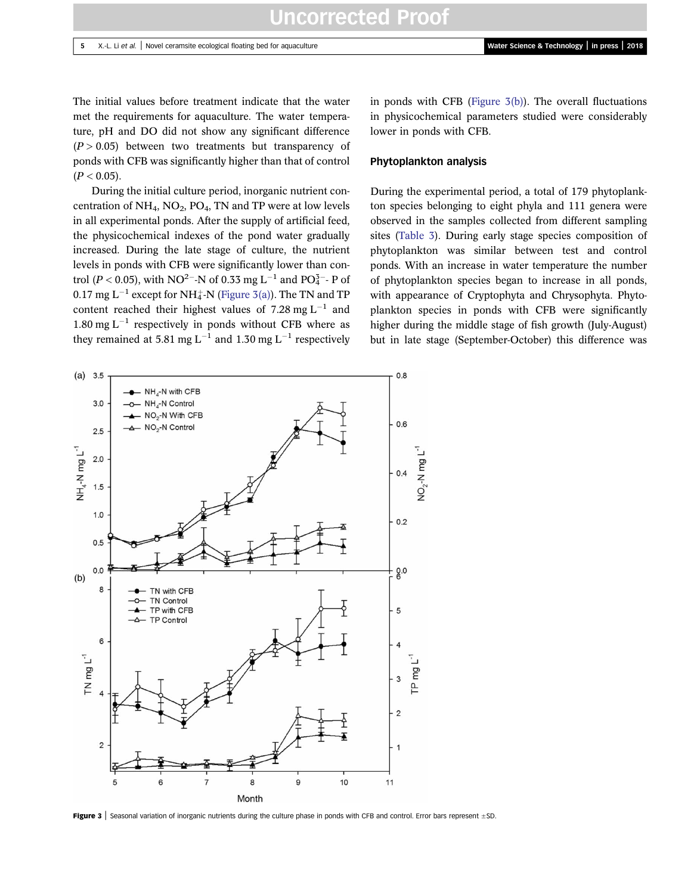The initial values before treatment indicate that the water met the requirements for aquaculture. The water temperature, pH and DO did not show any significant difference ($P > 0.05$) between two treatments but transparency of ponds with CFB was significantly higher than that of control ($P < 0.05$).

During the initial culture period, inorganic nutrient concentration of $NH_4$, $NO_2$, $PO_4$, TN and TP were at low levels in all experimental ponds. After the supply of artificial feed, the physicochemical indexes of the pond water gradually increased. During the late stage of culture, the nutrient levels in ponds with CFB were significantly lower than control ($P < 0.05$), with $NO^{2-}$-N of 0.33 mg $L^{-1}$ and $PO_4^{3-}$- P of 0.17 mg $L^{-1}$ except for $NH_4^+$-N (Figure 3(a)). The TN and TP content reached their highest values of 7.28 mg $L^{-1}$ and 1.80 mg $L^{-1}$ respectively in ponds without CFB where as they remained at 5.81 mg $L^{-1}$ and 1.30 mg $L^{-1}$ respectively in ponds with CFB (Figure 3(b)). The overall fluctuations in physicochemical parameters studied were considerably lower in ponds with CFB.

## Phytoplankton analysis

During the experimental period, a total of 179 phytoplankton species belonging to eight phyla and 111 genera were observed in the samples collected from different sampling sites (Table 3). During early stage species composition of phytoplankton was similar between test and control ponds. With an increase in water temperature the number of phytoplankton species began to increase in all ponds, with appearance of Cryptophyta and Chrysophyta. Phytoplankton species in ponds with CFB were significantly higher during the middle stage of fish growth (July-August) but in late stage (September-October) this difference was

**Figure 3** | Seasonal variation of inorganic nutrients during the culture phase in ponds with CFB and control. Error bars represent ±SD.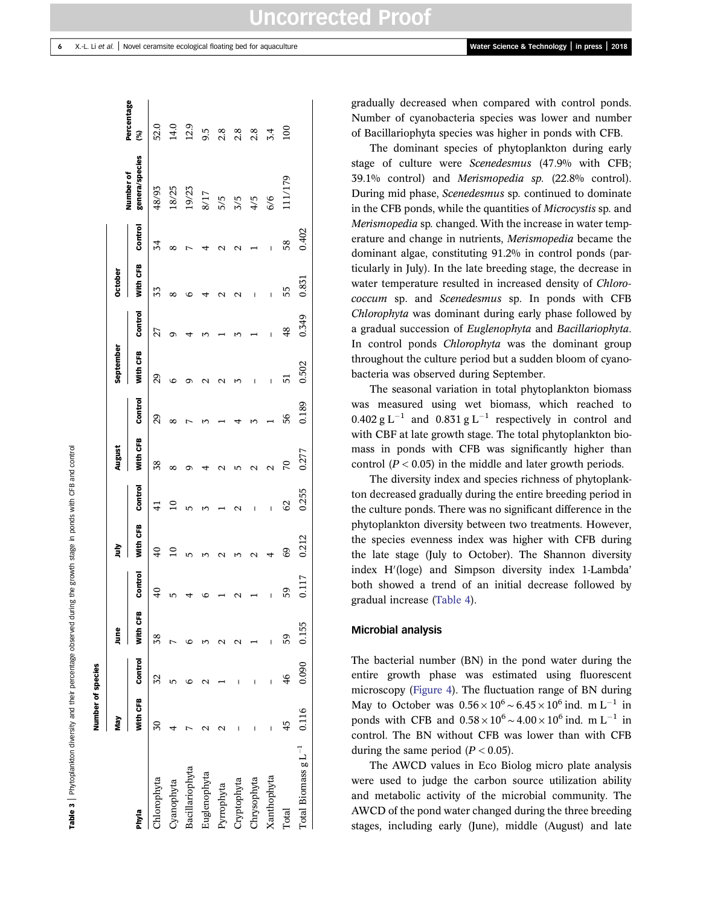**Table 3** | Phytoplankton diversity and their percentage observed during the growth stage in ponds with CFB and control

| Phyla | Number of species | | | | | | | | | | | | Number of genera/species | Percentage (%) |
|---|---|---|---|---|---|---|---|---|---|---|---|---|---|---|
| | May | | June | | July | | August | | September | | October | | | |
| | With CFB | Control | With CFB | Control | With CFB | Control | With CFB | Control | With CFB | Control | With CFB | Control | | |
| Chlorophyta | 30 | 32 | 38 | 40 | 40 | 41 | 38 | 29 | 29 | 27 | 33 | 34 | 48/93 | 52.0 |
| Cyanophyta | 4 | 5 | 7 | 5 | 10 | 10 | 8 | 8 | 6 | 9 | 8 | 8 | 18/25 | 14.0 |
| Bacillariophyta | 7 | 6 | 6 | 4 | 5 | 5 | 9 | 7 | 9 | 4 | 6 | 7 | 19/23 | 12.9 |
| Euglenophyta | 2 | 2 | 3 | 6 | 3 | 3 | 4 | 3 | 2 | 3 | 4 | 4 | 8/17 | 9.5 |
| Pyrrophyta | 2 | 1 | 2 | 1 | 2 | 1 | 2 | 1 | 2 | 1 | 2 | 2 | 5/5 | 2.8 |
| Cryptophyta | – | – | 2 | 2 | 3 | 2 | 5 | 4 | 3 | 3 | 2 | 2 | 3/5 | 2.8 |
| Chrysophyta | – | – | 1 | 1 | 2 | – | 2 | 3 | – | 1 | – | 1 | 4/5 | 2.8 |
| Xanthophyta | – | – | – | – | 4 | – | 2 | 1 | – | – | – | – | 6/6 | 3.4 |
| Total | 45 | 46 | 59 | 59 | 69 | 62 | 70 | 56 | 51 | 48 | 55 | 58 | 111/179 | 100 |
| Total Biomass $g\,L^{-1}$ | 0.116 | 0.090 | 0.155 | 0.117 | 0.212 | 0.255 | 0.277 | 0.189 | 0.502 | 0.349 | 0.831 | 0.402 | | |

gradually decreased when compared with control ponds. Number of cyanobacteria species was lower and number of Bacillariophyta species was higher in ponds with CFB.

The dominant species of phytoplankton during early stage of culture were *Scenedesmus* (47.9% with CFB; 39.1% control) and *Merismopedia sp.* (22.8% control). During mid phase, *Scenedesmus* sp. continued to dominate in the CFB ponds, while the quantities of *Microcystis* sp. and *Merismopedia* sp. changed. With the increase in water temperature and change in nutrients, *Merismopedia* became the dominant algae, constituting 91.2% in control ponds (particularly in July). In the late breeding stage, the decrease in water temperature resulted in increased density of *Chlorococcum* sp. and *Scenedesmus* sp. In ponds with CFB *Chlorophyta* was dominant during early phase followed by a gradual succession of *Euglenophyta* and *Bacillariophyta*. In control ponds *Chlorophyta* was the dominant group throughout the culture period but a sudden bloom of cyanobacteria was observed during September.

The seasonal variation in total phytoplankton biomass was measured using wet biomass, which reached to $0.402\ g\,L^{-1}$ and $0.831\ g\,L^{-1}$ respectively in control and with CBF at late growth stage. The total phytoplankton biomass in ponds with CFB was significantly higher than control ($P < 0.05$) in the middle and later growth periods.

The diversity index and species richness of phytoplankton decreased gradually during the entire breeding period in the culture ponds. There was no significant difference in the phytoplankton diversity between two treatments. However, the species evenness index was higher with CFB during the late stage (July to October). The Shannon diversity index H′(loge) and Simpson diversity index 1-Lambda′ both showed a trend of an initial decrease followed by gradual increase (Table 4).

## Microbial analysis

The bacterial number (BN) in the pond water during the entire growth phase was estimated using fluorescent microscopy (Figure 4). The fluctuation range of BN during May to October was $0.56 \times 10^6 \sim 6.45 \times 10^6$ ind. $m\,L^{-1}$ in ponds with CFB and $0.58 \times 10^6 \sim 4.00 \times 10^6$ ind. $m\,L^{-1}$ in control. The BN without CFB was lower than with CFB during the same period ($P < 0.05$).

The AWCD values in Eco Biolog micro plate analysis were used to judge the carbon source utilization ability and metabolic activity of the microbial community. The AWCD of the pond water changed during the three breeding stages, including early (June), middle (August) and late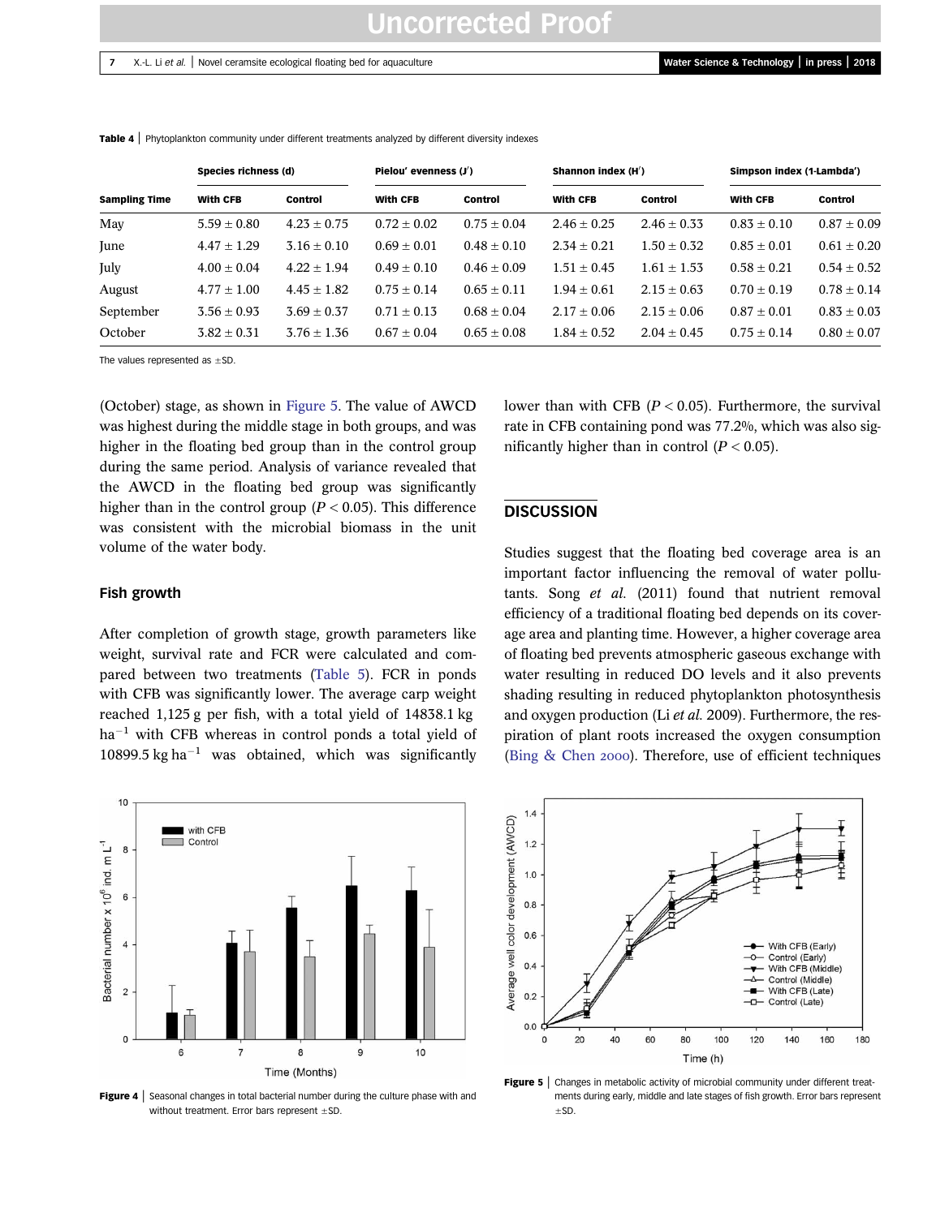**Table 4** | Phytoplankton community under different treatments analyzed by different diversity indexes

| Sampling Time | Species richness (d) | | Pielou' evenness (J') | | Shannon index (H') | | Simpson index (1-Lambda') | |
|---|---|---|---|---|---|---|---|---|
| | With CFB | Control | With CFB | Control | With CFB | Control | With CFB | Control |
| May | 5.59 ± 0.80 | 4.23 ± 0.75 | 0.72 ± 0.02 | 0.75 ± 0.04 | 2.46 ± 0.25 | 2.46 ± 0.33 | 0.83 ± 0.10 | 0.87 ± 0.09 |
| June | 4.47 ± 1.29 | 3.16 ± 0.10 | 0.69 ± 0.01 | 0.48 ± 0.10 | 2.34 ± 0.21 | 1.50 ± 0.32 | 0.85 ± 0.01 | 0.61 ± 0.20 |
| July | 4.00 ± 0.04 | 4.22 ± 1.94 | 0.49 ± 0.10 | 0.46 ± 0.09 | 1.51 ± 0.45 | 1.61 ± 1.53 | 0.58 ± 0.21 | 0.54 ± 0.52 |
| August | 4.77 ± 1.00 | 4.45 ± 1.82 | 0.75 ± 0.14 | 0.65 ± 0.11 | 1.94 ± 0.61 | 2.15 ± 0.63 | 0.70 ± 0.19 | 0.78 ± 0.14 |
| September | 3.56 ± 0.93 | 3.69 ± 0.37 | 0.71 ± 0.13 | 0.68 ± 0.04 | 2.17 ± 0.06 | 2.15 ± 0.06 | 0.87 ± 0.01 | 0.83 ± 0.03 |
| October | 3.82 ± 0.31 | 3.76 ± 1.36 | 0.67 ± 0.04 | 0.65 ± 0.08 | 1.84 ± 0.52 | 2.04 ± 0.45 | 0.75 ± 0.14 | 0.80 ± 0.07 |

The values represented as ±SD.

(October) stage, as shown in Figure 5. The value of AWCD was highest during the middle stage in both groups, and was higher in the floating bed group than in the control group during the same period. Analysis of variance revealed that the AWCD in the floating bed group was significantly higher than in the control group ($P < 0.05$). This difference was consistent with the microbial biomass in the unit volume of the water body.

### Fish growth

After completion of growth stage, growth parameters like weight, survival rate and FCR were calculated and compared between two treatments (Table 5). FCR in ponds with CFB was significantly lower. The average carp weight reached 1,125 g per fish, with a total yield of 14838.1 kg $ha^{-1}$ with CFB whereas in control ponds a total yield of 10899.5 kg $ha^{-1}$ was obtained, which was significantly lower than with CFB ($P < 0.05$). Furthermore, the survival rate in CFB containing pond was 77.2%, which was also significantly higher than in control ($P < 0.05$).

## DISCUSSION

Studies suggest that the floating bed coverage area is an important factor influencing the removal of water pollutants. Song *et al.* (2011) found that nutrient removal efficiency of a traditional floating bed depends on its coverage area and planting time. However, a higher coverage area of floating bed prevents atmospheric gaseous exchange with water resulting in reduced DO levels and it also prevents shading resulting in reduced phytoplankton photosynthesis and oxygen production (Li *et al.* 2009). Furthermore, the respiration of plant roots increased the oxygen consumption (Bing & Chen 2000). Therefore, use of efficient techniques

**Figure 4** | Seasonal changes in total bacterial number during the culture phase with and without treatment. Error bars represent ±SD.

**Figure 5** | Changes in metabolic activity of microbial community under different treatments during early, middle and late stages of fish growth. Error bars represent ±SD.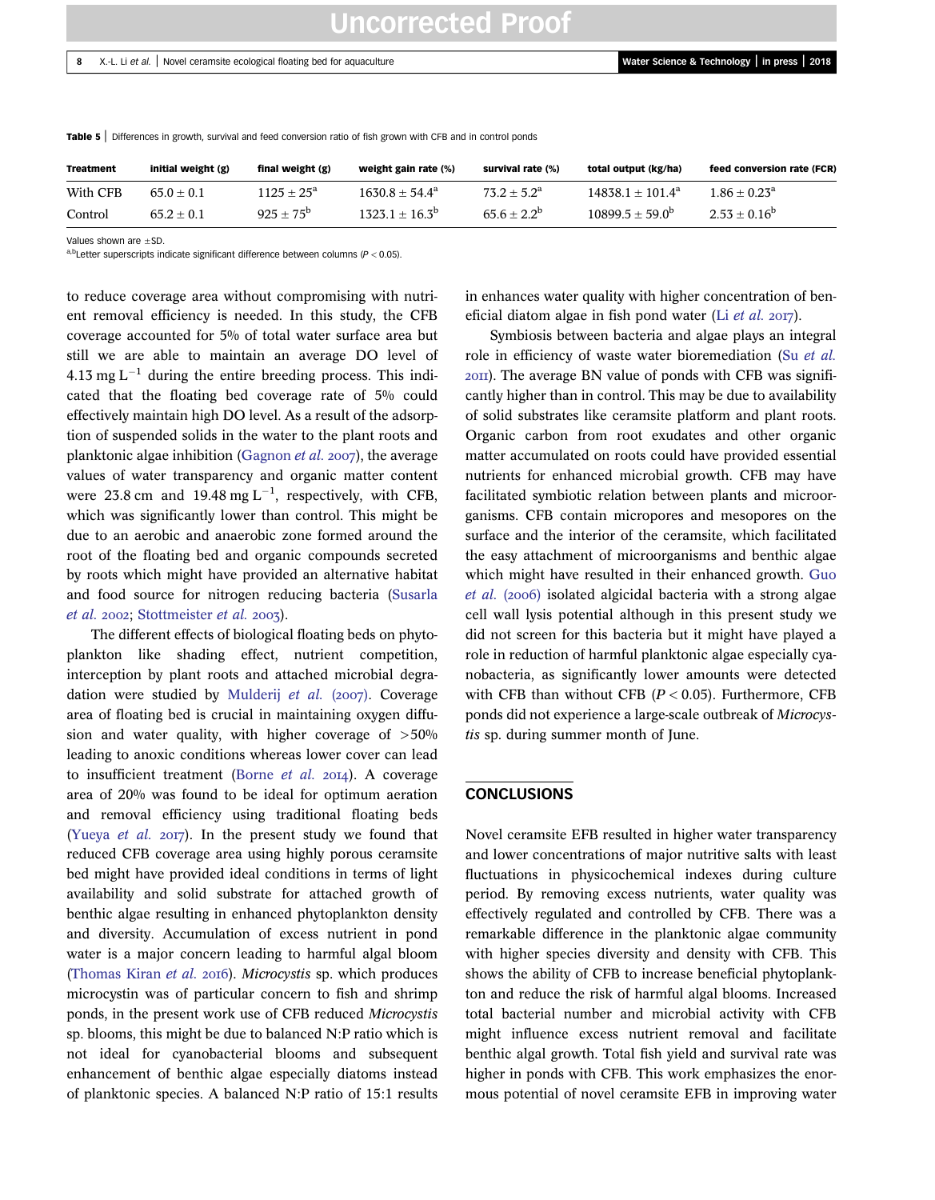**Table 5** | Differences in growth, survival and feed conversion ratio of fish grown with CFB and in control ponds

| Treatment | initial weight (g) | final weight (g) | weight gain rate (%) | survival rate (%) | total output (kg/ha) | feed conversion rate (FCR) |
|---|---|---|---|---|---|---|
| With CFB | 65.0 ± 0.1 | 1125 ± 25[a] | 1630.8 ± 54.4[a] | 73.2 ± 5.2[a] | 14838.1 ± 101.4[a] | 1.86 ± 0.23[a] |
| Control | 65.2 ± 0.1 | 925 ± 75[b] | 1323.1 ± 16.3[b] | 65.6 ± 2.2[b] | 10899.5 ± 59.0[b] | 2.53 ± 0.16[b] |

Values shown are ±SD.
[a,b]Letter superscripts indicate significant difference between columns ($P < 0.05$).

to reduce coverage area without compromising with nutrient removal efficiency is needed. In this study, the CFB coverage accounted for 5% of total water surface area but still we are able to maintain an average DO level of 4.13 mg $L^{-1}$ during the entire breeding process. This indicated that the floating bed coverage rate of 5% could effectively maintain high DO level. As a result of the adsorption of suspended solids in the water to the plant roots and planktonic algae inhibition (Gagnon *et al.* 2007), the average values of water transparency and organic matter content were 23.8 cm and 19.48 mg $L^{-1}$, respectively, with CFB, which was significantly lower than control. This might be due to an aerobic and anaerobic zone formed around the root of the floating bed and organic compounds secreted by roots which might have provided an alternative habitat and food source for nitrogen reducing bacteria (Susarla *et al.* 2002; Stottmeister *et al.* 2003).

The different effects of biological floating beds on phytoplankton like shading effect, nutrient competition, interception by plant roots and attached microbial degradation were studied by Mulderij *et al.* (2007). Coverage area of floating bed is crucial in maintaining oxygen diffusion and water quality, with higher coverage of >50% leading to anoxic conditions whereas lower cover can lead to insufficient treatment (Borne *et al.* 2014). A coverage area of 20% was found to be ideal for optimum aeration and removal efficiency using traditional floating beds (Yueya *et al.* 2017). In the present study we found that reduced CFB coverage area using highly porous ceramsite bed might have provided ideal conditions in terms of light availability and solid substrate for attached growth of benthic algae resulting in enhanced phytoplankton density and diversity. Accumulation of excess nutrient in pond water is a major concern leading to harmful algal bloom (Thomas Kiran *et al.* 2016). *Microcystis* sp. which produces microcystin was of particular concern to fish and shrimp ponds, in the present work use of CFB reduced *Microcystis* sp. blooms, this might be due to balanced N:P ratio which is not ideal for cyanobacterial blooms and subsequent enhancement of benthic algae especially diatoms instead of planktonic species. A balanced N:P ratio of 15:1 results in enhances water quality with higher concentration of beneficial diatom algae in fish pond water (Li *et al.* 2017).

Symbiosis between bacteria and algae plays an integral role in efficiency of waste water bioremediation (Su *et al.* 2011). The average BN value of ponds with CFB was significantly higher than in control. This may be due to availability of solid substrates like ceramsite platform and plant roots. Organic carbon from root exudates and other organic matter accumulated on roots could have provided essential nutrients for enhanced microbial growth. CFB may have facilitated symbiotic relation between plants and microorganisms. CFB contain micropores and mesopores on the surface and the interior of the ceramsite, which facilitated the easy attachment of microorganisms and benthic algae which might have resulted in their enhanced growth. Guo *et al.* (2006) isolated algicidal bacteria with a strong algae cell wall lysis potential although in this present study we did not screen for this bacteria but it might have played a role in reduction of harmful planktonic algae especially cyanobacteria, as significantly lower amounts were detected with CFB than without CFB ($P < 0.05$). Furthermore, CFB ponds did not experience a large-scale outbreak of *Microcystis* sp. during summer month of June.

## CONCLUSIONS

Novel ceramsite EFB resulted in higher water transparency and lower concentrations of major nutritive salts with least fluctuations in physicochemical indexes during culture period. By removing excess nutrients, water quality was effectively regulated and controlled by CFB. There was a remarkable difference in the planktonic algae community with higher species diversity and density with CFB. This shows the ability of CFB to increase beneficial phytoplankton and reduce the risk of harmful algal blooms. Increased total bacterial number and microbial activity with CFB might influence excess nutrient removal and facilitate benthic algal growth. Total fish yield and survival rate was higher in ponds with CFB. This work emphasizes the enormous potential of novel ceramsite EFB in improving water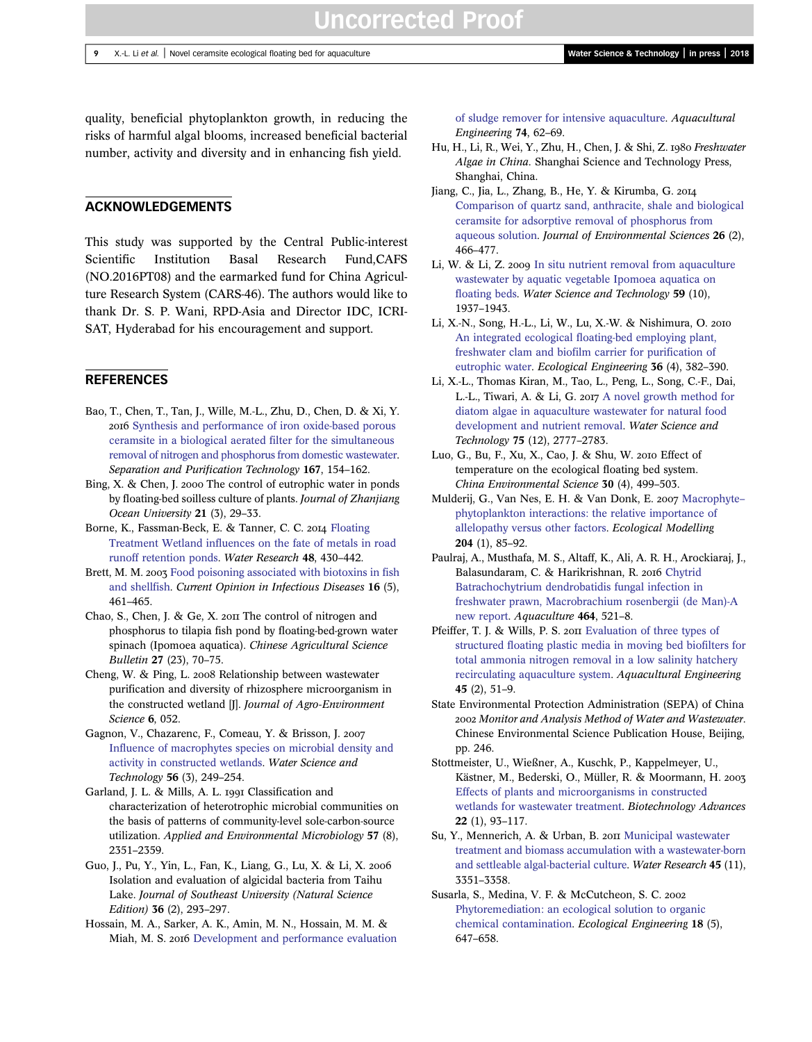quality, beneficial phytoplankton growth, in reducing the risks of harmful algal blooms, increased beneficial bacterial number, activity and diversity and in enhancing fish yield.

## ACKNOWLEDGEMENTS

This study was supported by the Central Public-interest Scientific Institution Basal Research Fund,CAFS (NO.2016PT08) and the earmarked fund for China Agriculture Research System (CARS-46). The authors would like to thank Dr. S. P. Wani, RPD-Asia and Director IDC, ICRISAT, Hyderabad for his encouragement and support.

## REFERENCES

Bao, T., Chen, T., Tan, J., Wille, M.-L., Zhu, D., Chen, D. & Xi, Y. 2016 Synthesis and performance of iron oxide-based porous ceramsite in a biological aerated filter for the simultaneous removal of nitrogen and phosphorus from domestic wastewater. *Separation and Purification Technology* **167**, 154–162.

Bing, X. & Chen, J. 2000 The control of eutrophic water in ponds by floating-bed soilless culture of plants. *Journal of Zhanjiang Ocean University* **21** (3), 29–33.

Borne, K., Fassman-Beck, E. & Tanner, C. C. 2014 Floating Treatment Wetland influences on the fate of metals in road runoff retention ponds. *Water Research* **48**, 430–442.

Brett, M. M. 2003 Food poisoning associated with biotoxins in fish and shellfish. *Current Opinion in Infectious Diseases* **16** (5), 461–465.

Chao, S., Chen, J. & Ge, X. 2011 The control of nitrogen and phosphorus to tilapia fish pond by floating-bed-grown water spinach (Ipomoea aquatica). *Chinese Agricultural Science Bulletin* **27** (23), 70–75.

Cheng, W. & Ping, L. 2008 Relationship between wastewater purification and diversity of rhizosphere microorganism in the constructed wetland [J]. *Journal of Agro-Environment Science* **6**, 052.

Gagnon, V., Chazarenc, F., Comeau, Y. & Brisson, J. 2007 Influence of macrophytes species on microbial density and activity in constructed wetlands. *Water Science and Technology* **56** (3), 249–254.

Garland, J. L. & Mills, A. L. 1991 Classification and characterization of heterotrophic microbial communities on the basis of patterns of community-level sole-carbon-source utilization. *Applied and Environmental Microbiology* **57** (8), 2351–2359.

Guo, J., Pu, Y., Yin, L., Fan, K., Liang, G., Lu, X. & Li, X. 2006 Isolation and evaluation of algicidal bacteria from Taihu Lake. *Journal of Southeast University (Natural Science Edition)* **36** (2), 293–297.

Hossain, M. A., Sarker, A. K., Amin, M. N., Hossain, M. M. & Miah, M. S. 2016 Development and performance evaluation of sludge remover for intensive aquaculture. *Aquacultural Engineering* **74**, 62–69.

Hu, H., Li, R., Wei, Y., Zhu, H., Chen, J. & Shi, Z. 1980 *Freshwater Algae in China*. Shanghai Science and Technology Press, Shanghai, China.

Jiang, C., Jia, L., Zhang, B., He, Y. & Kirumba, G. 2014 Comparison of quartz sand, anthracite, shale and biological ceramsite for adsorptive removal of phosphorus from aqueous solution. *Journal of Environmental Sciences* **26** (2), 466–477.

Li, W. & Li, Z. 2009 In situ nutrient removal from aquaculture wastewater by aquatic vegetable Ipomoea aquatica on floating beds. *Water Science and Technology* **59** (10), 1937–1943.

Li, X.-N., Song, H.-L., Li, W., Lu, X.-W. & Nishimura, O. 2010 An integrated ecological floating-bed employing plant, freshwater clam and biofilm carrier for purification of eutrophic water. *Ecological Engineering* **36** (4), 382–390.

Li, X.-L., Thomas Kiran, M., Tao, L., Peng, L., Song, C.-F., Dai, L.-L., Tiwari, A. & Li, G. 2017 A novel growth method for diatom algae in aquaculture wastewater for natural food development and nutrient removal. *Water Science and Technology* **75** (12), 2777–2783.

Luo, G., Bu, F., Xu, X., Cao, J. & Shu, W. 2010 Effect of temperature on the ecological floating bed system. *China Environmental Science* **30** (4), 499–503.

Mulderij, G., Van Nes, E. H. & Van Donk, E. 2007 Macrophyte–phytoplankton interactions: the relative importance of allelopathy versus other factors. *Ecological Modelling* **204** (1), 85–92.

Paulraj, A., Musthafa, M. S., Altaff, K., Ali, A. R. H., Arockiaraj, J., Balasundaram, C. & Harikrishnan, R. 2016 Chytrid Batrachochytrium dendrobatidis fungal infection in freshwater prawn, Macrobrachium rosenbergii (de Man)-A new report. *Aquaculture* **464**, 521–8.

Pfeiffer, T. J. & Wills, P. S. 2011 Evaluation of three types of structured floating plastic media in moving bed biofilters for total ammonia nitrogen removal in a low salinity hatchery recirculating aquaculture system. *Aquacultural Engineering* **45** (2), 51–9.

State Environmental Protection Administration (SEPA) of China 2002 *Monitor and Analysis Method of Water and Wastewater*. Chinese Environmental Science Publication House, Beijing, pp. 246.

Stottmeister, U., Wießner, A., Kuschk, P., Kappelmeyer, U., Kästner, M., Bederski, O., Müller, R. & Moormann, H. 2003 Effects of plants and microorganisms in constructed wetlands for wastewater treatment. *Biotechnology Advances* **22** (1), 93–117.

Su, Y., Mennerich, A. & Urban, B. 2011 Municipal wastewater treatment and biomass accumulation with a wastewater-born and settleable algal-bacterial culture. *Water Research* **45** (11), 3351–3358.

Susarla, S., Medina, V. F. & McCutcheon, S. C. 2002 Phytoremediation: an ecological solution to organic chemical contamination. *Ecological Engineering* **18** (5), 647–658.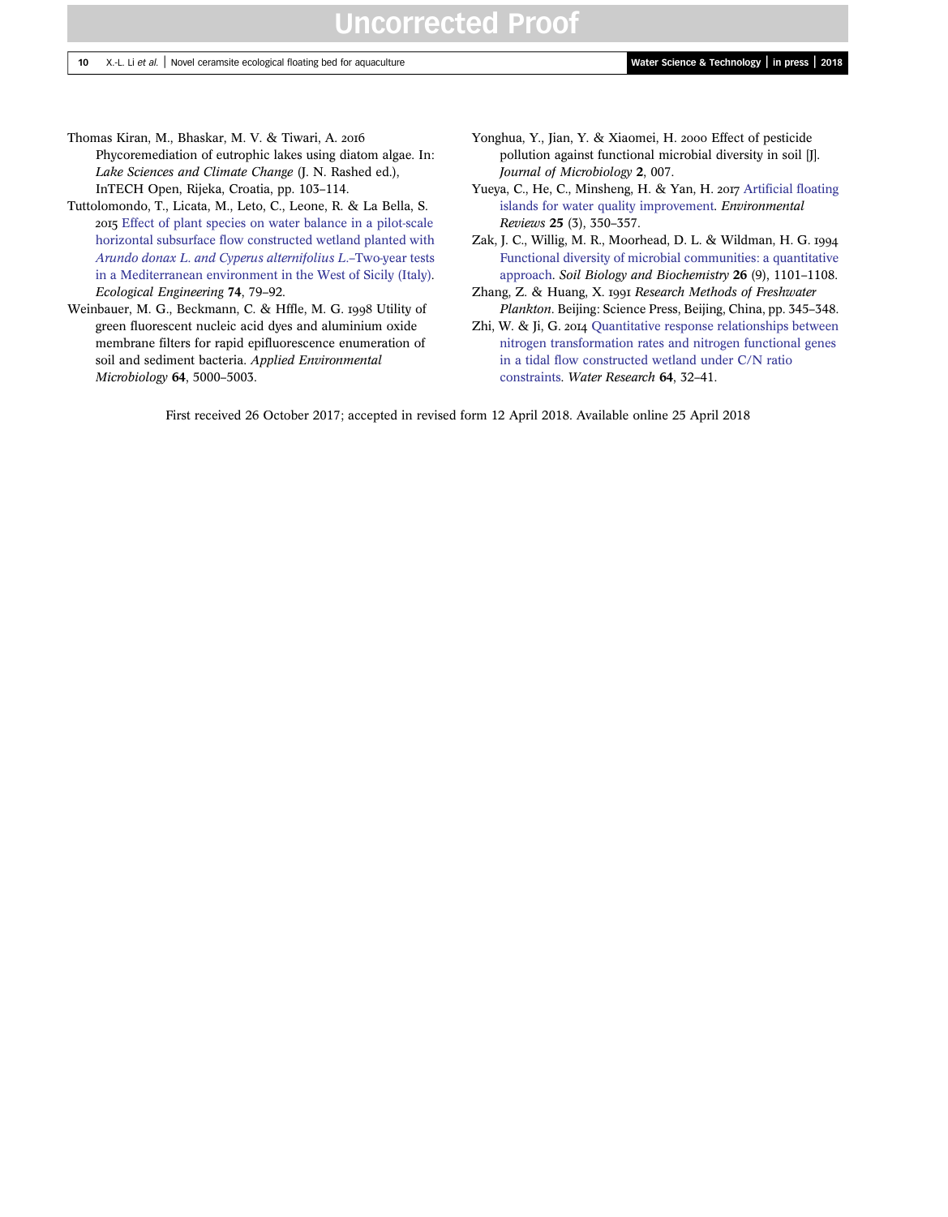Thomas Kiran, M., Bhaskar, M. V. & Tiwari, A. 2016 Phycoremediation of eutrophic lakes using diatom algae. In: *Lake Sciences and Climate Change* (J. N. Rashed ed.), InTECH Open, Rijeka, Croatia, pp. 103–114.

Tuttolomondo, T., Licata, M., Leto, C., Leone, R. & La Bella, S. 2015 Effect of plant species on water balance in a pilot-scale horizontal subsurface flow constructed wetland planted with *Arundo donax L. and Cyperus alternifolius L.*–Two-year tests in a Mediterranean environment in the West of Sicily (Italy). *Ecological Engineering* **74**, 79–92.

Weinbauer, M. G., Beckmann, C. & Hffle, M. G. 1998 Utility of green fluorescent nucleic acid dyes and aluminium oxide membrane filters for rapid epifluorescence enumeration of soil and sediment bacteria. *Applied Environmental Microbiology* **64**, 5000–5003.

Yonghua, Y., Jian, Y. & Xiaomei, H. 2000 Effect of pesticide pollution against functional microbial diversity in soil [J]. *Journal of Microbiology* **2**, 007.

Yueya, C., He, C., Minsheng, H. & Yan, H. 2017 Artificial floating islands for water quality improvement. *Environmental Reviews* **25** (3), 350–357.

Zak, J. C., Willig, M. R., Moorhead, D. L. & Wildman, H. G. 1994 Functional diversity of microbial communities: a quantitative approach. *Soil Biology and Biochemistry* **26** (9), 1101–1108.

Zhang, Z. & Huang, X. 1991 *Research Methods of Freshwater Plankton*. Beijing: Science Press, Beijing, China, pp. 345–348.

Zhi, W. & Ji, G. 2014 Quantitative response relationships between nitrogen transformation rates and nitrogen functional genes in a tidal flow constructed wetland under C/N ratio constraints. *Water Research* **64**, 32–41.

First received 26 October 2017; accepted in revised form 12 April 2018. Available online 25 April 2018